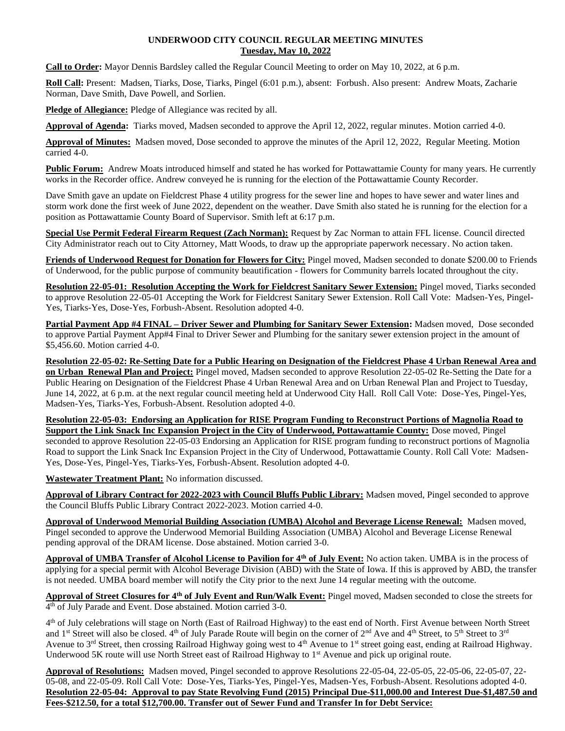**UNDERWOOD CITY COUNCIL REGULAR MEETING MINUTES**
**Tuesday, May 10, 2022**

**Call to Order:** Mayor Dennis Bardsley called the Regular Council Meeting to order on May 10, 2022, at 6 p.m.

**Roll Call:** Present: Madsen, Tiarks, Dose, Tiarks, Pingel (6:01 p.m.), absent: Forbush. Also present: Andrew Moats, Zacharie Norman, Dave Smith, Dave Powell, and Sorlien.

**Pledge of Allegiance:** Pledge of Allegiance was recited by all.

**Approval of Agenda:** Tiarks moved, Madsen seconded to approve the April 12, 2022, regular minutes. Motion carried 4-0.

**Approval of Minutes:** Madsen moved, Dose seconded to approve the minutes of the April 12, 2022, Regular Meeting. Motion carried 4-0.

**Public Forum:** Andrew Moats introduced himself and stated he has worked for Pottawattamie County for many years. He currently works in the Recorder office. Andrew conveyed he is running for the election of the Pottawattamie County Recorder.

Dave Smith gave an update on Fieldcrest Phase 4 utility progress for the sewer line and hopes to have sewer and water lines and storm work done the first week of June 2022, dependent on the weather. Dave Smith also stated he is running for the election for a position as Pottawattamie County Board of Supervisor. Smith left at 6:17 p.m.

**Special Use Permit Federal Firearm Request (Zach Norman):** Request by Zac Norman to attain FFL license. Council directed City Administrator reach out to City Attorney, Matt Woods, to draw up the appropriate paperwork necessary. No action taken.

**Friends of Underwood Request for Donation for Flowers for City:** Pingel moved, Madsen seconded to donate $200.00 to Friends of Underwood, for the public purpose of community beautification - flowers for Community barrels located throughout the city.

**Resolution 22-05-01: Resolution Accepting the Work for Fieldcrest Sanitary Sewer Extension:** Pingel moved, Tiarks seconded to approve Resolution 22-05-01 Accepting the Work for Fieldcrest Sanitary Sewer Extension. Roll Call Vote: Madsen-Yes, Pingel-Yes, Tiarks-Yes, Dose-Yes, Forbush-Absent. Resolution adopted 4-0.

**Partial Payment App #4 FINAL – Driver Sewer and Plumbing for Sanitary Sewer Extension:** Madsen moved, Dose seconded to approve Partial Payment App#4 Final to Driver Sewer and Plumbing for the sanitary sewer extension project in the amount of $5,456.60. Motion carried 4-0.

**Resolution 22-05-02: Re-Setting Date for a Public Hearing on Designation of the Fieldcrest Phase 4 Urban Renewal Area and on Urban Renewal Plan and Project:** Pingel moved, Madsen seconded to approve Resolution 22-05-02 Re-Setting the Date for a Public Hearing on Designation of the Fieldcrest Phase 4 Urban Renewal Area and on Urban Renewal Plan and Project to Tuesday, June 14, 2022, at 6 p.m. at the next regular council meeting held at Underwood City Hall. Roll Call Vote: Dose-Yes, Pingel-Yes, Madsen-Yes, Tiarks-Yes, Forbush-Absent. Resolution adopted 4-0.

**Resolution 22-05-03: Endorsing an Application for RISE Program Funding to Reconstruct Portions of Magnolia Road to Support the Link Snack Inc Expansion Project in the City of Underwood, Pottawattamie County:** Dose moved, Pingel seconded to approve Resolution 22-05-03 Endorsing an Application for RISE program funding to reconstruct portions of Magnolia Road to support the Link Snack Inc Expansion Project in the City of Underwood, Pottawattamie County. Roll Call Vote: Madsen-Yes, Dose-Yes, Pingel-Yes, Tiarks-Yes, Forbush-Absent. Resolution adopted 4-0.

**Wastewater Treatment Plant:** No information discussed.

**Approval of Library Contract for 2022-2023 with Council Bluffs Public Library:** Madsen moved, Pingel seconded to approve the Council Bluffs Public Library Contract 2022-2023. Motion carried 4-0.

**Approval of Underwood Memorial Building Association (UMBA) Alcohol and Beverage License Renewal:** Madsen moved, Pingel seconded to approve the Underwood Memorial Building Association (UMBA) Alcohol and Beverage License Renewal pending approval of the DRAM license. Dose abstained. Motion carried 3-0.

**Approval of UMBA Transfer of Alcohol License to Pavilion for 4th of July Event:** No action taken. UMBA is in the process of applying for a special permit with Alcohol Beverage Division (ABD) with the State of Iowa. If this is approved by ABD, the transfer is not needed. UMBA board member will notify the City prior to the next June 14 regular meeting with the outcome.

**Approval of Street Closures for 4th of July Event and Run/Walk Event:** Pingel moved, Madsen seconded to close the streets for 4th of July Parade and Event. Dose abstained. Motion carried 3-0.

4th of July celebrations will stage on North (East of Railroad Highway) to the east end of North. First Avenue between North Street and 1st Street will also be closed. 4th of July Parade Route will begin on the corner of 2nd Ave and 4th Street, to 5th Street to 3rd Avenue to 3rd Street, then crossing Railroad Highway going west to 4th Avenue to 1st street going east, ending at Railroad Highway. Underwood 5K route will use North Street east of Railroad Highway to 1st Avenue and pick up original route.

**Approval of Resolutions:** Madsen moved, Pingel seconded to approve Resolutions 22-05-04, 22-05-05, 22-05-06, 22-05-07, 22-05-08, and 22-05-09. Roll Call Vote: Dose-Yes, Tiarks-Yes, Pingel-Yes, Madsen-Yes, Forbush-Absent. Resolutions adopted 4-0.

**Resolution 22-05-04: Approval to pay State Revolving Fund (2015) Principal Due-$11,000.00 and Interest Due-$1,487.50 and Fees-$212.50, for a total $12,700.00. Transfer out of Sewer Fund and Transfer In for Debt Service:**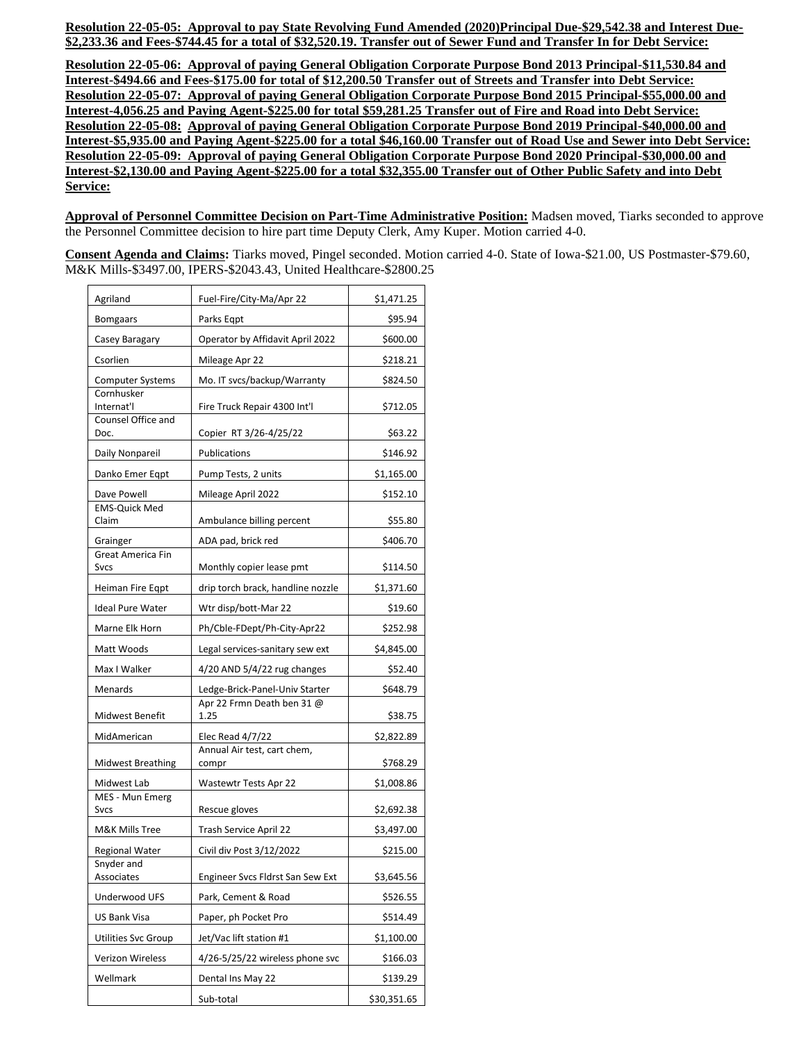**Resolution 22-05-05: Approval to pay State Revolving Fund Amended (2020)Principal Due-$29,542.38 and Interest Due-$2,233.36 and Fees-$744.45 for a total of $32,520.19. Transfer out of Sewer Fund and Transfer In for Debt Service:**

**Resolution 22-05-06: Approval of paying General Obligation Corporate Purpose Bond 2013 Principal-$11,530.84 and Interest-$494.66 and Fees-$175.00 for total of $12,200.50 Transfer out of Streets and Transfer into Debt Service:**
**Resolution 22-05-07: Approval of paying General Obligation Corporate Purpose Bond 2015 Principal-$55,000.00 and Interest-4,056.25 and Paying Agent-$225.00 for total $59,281.25 Transfer out of Fire and Road into Debt Service:**
**Resolution 22-05-08: Approval of paying General Obligation Corporate Purpose Bond 2019 Principal-$40,000.00 and Interest-$5,935.00 and Paying Agent-$225.00 for a total $46,160.00 Transfer out of Road Use and Sewer into Debt Service:**
**Resolution 22-05-09: Approval of paying General Obligation Corporate Purpose Bond 2020 Principal-$30,000.00 and Interest-$2,130.00 and Paying Agent-$225.00 for a total $32,355.00 Transfer out of Other Public Safety and into Debt Service:**

**Approval of Personnel Committee Decision on Part-Time Administrative Position:** Madsen moved, Tiarks seconded to approve the Personnel Committee decision to hire part time Deputy Clerk, Amy Kuper. Motion carried 4-0.

**Consent Agenda and Claims:** Tiarks moved, Pingel seconded. Motion carried 4-0. State of Iowa-$21.00, US Postmaster-$79.60, M&K Mills-$3497.00, IPERS-$2043.43, United Healthcare-$2800.25

| | | |
|---|---|---|
| Agriland | Fuel-Fire/City-Ma/Apr 22 | $1,471.25 |
| Bomgaars | Parks Eqpt | $95.94 |
| Casey Baragary | Operator by Affidavit April 2022 | $600.00 |
| Csorlien | Mileage Apr 22 | $218.21 |
| Computer Systems | Mo. IT svcs/backup/Warranty | $824.50 |
| Cornhusker Internat'l | Fire Truck Repair 4300 Int'l | $712.05 |
| Counsel Office and Doc. | Copier RT 3/26-4/25/22 | $63.22 |
| Daily Nonpareil | Publications | $146.92 |
| Danko Emer Eqpt | Pump Tests, 2 units | $1,165.00 |
| Dave Powell | Mileage April 2022 | $152.10 |
| EMS-Quick Med Claim | Ambulance billing percent | $55.80 |
| Grainger | ADA pad, brick red | $406.70 |
| Great America Fin Svcs | Monthly copier lease pmt | $114.50 |
| Heiman Fire Eqpt | drip torch brack, handline nozzle | $1,371.60 |
| Ideal Pure Water | Wtr disp/bott-Mar 22 | $19.60 |
| Marne Elk Horn | Ph/Cble-FDept/Ph-City-Apr22 | $252.98 |
| Matt Woods | Legal services-sanitary sew ext | $4,845.00 |
| Max I Walker | 4/20 AND 5/4/22 rug changes | $52.40 |
| Menards | Ledge-Brick-Panel-Univ Starter | $648.79 |
| Midwest Benefit | Apr 22 Frmn Death ben 31 @ 1.25 | $38.75 |
| MidAmerican | Elec Read 4/7/22 | $2,822.89 |
| Midwest Breathing | Annual Air test, cart chem, compr | $768.29 |
| Midwest Lab | Wastewtr Tests Apr 22 | $1,008.86 |
| MES - Mun Emerg Svcs | Rescue gloves | $2,692.38 |
| M&K Mills Tree | Trash Service April 22 | $3,497.00 |
| Regional Water | Civil div Post 3/12/2022 | $215.00 |
| Snyder and Associates | Engineer Svcs Fldrst San Sew Ext | $3,645.56 |
| Underwood UFS | Park, Cement & Road | $526.55 |
| US Bank Visa | Paper, ph Pocket Pro | $514.49 |
| Utilities Svc Group | Jet/Vac lift station #1 | $1,100.00 |
| Verizon Wireless | 4/26-5/25/22 wireless phone svc | $166.03 |
| Wellmark | Dental Ins May 22 | $139.29 |
| | Sub-total | $30,351.65 |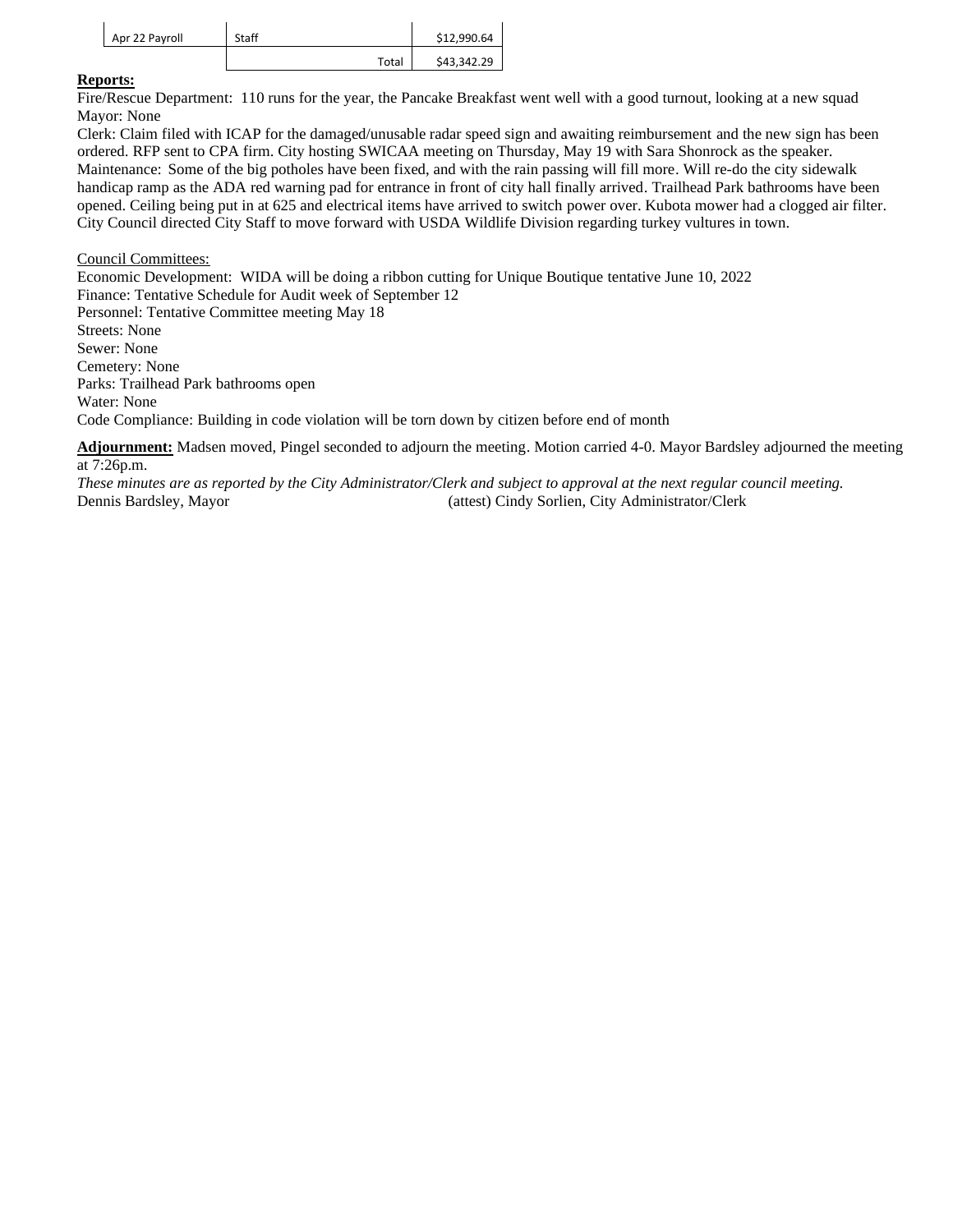| | | |
|---|---|---|
| Apr 22 Payroll | Staff | $12,990.64 |
| | Total | $43,342.29 |

**Reports:**

Fire/Rescue Department: 110 runs for the year, the Pancake Breakfast went well with a good turnout, looking at a new squad
Mayor: None
Clerk: Claim filed with ICAP for the damaged/unusable radar speed sign and awaiting reimbursement and the new sign has been ordered. RFP sent to CPA firm. City hosting SWICAA meeting on Thursday, May 19 with Sara Shonrock as the speaker.
Maintenance: Some of the big potholes have been fixed, and with the rain passing will fill more. Will re-do the city sidewalk handicap ramp as the ADA red warning pad for entrance in front of city hall finally arrived. Trailhead Park bathrooms have been opened. Ceiling being put in at 625 and electrical items have arrived to switch power over. Kubota mower had a clogged air filter.
City Council directed City Staff to move forward with USDA Wildlife Division regarding turkey vultures in town.

Council Committees:
Economic Development: WIDA will be doing a ribbon cutting for Unique Boutique tentative June 10, 2022
Finance: Tentative Schedule for Audit week of September 12
Personnel: Tentative Committee meeting May 18
Streets: None
Sewer: None
Cemetery: None
Parks: Trailhead Park bathrooms open
Water: None
Code Compliance: Building in code violation will be torn down by citizen before end of month

**Adjournment:** Madsen moved, Pingel seconded to adjourn the meeting. Motion carried 4-0. Mayor Bardsley adjourned the meeting at 7:26p.m.

*These minutes are as reported by the City Administrator/Clerk and subject to approval at the next regular council meeting.*

Dennis Bardsley, Mayor (attest) Cindy Sorlien, City Administrator/Clerk